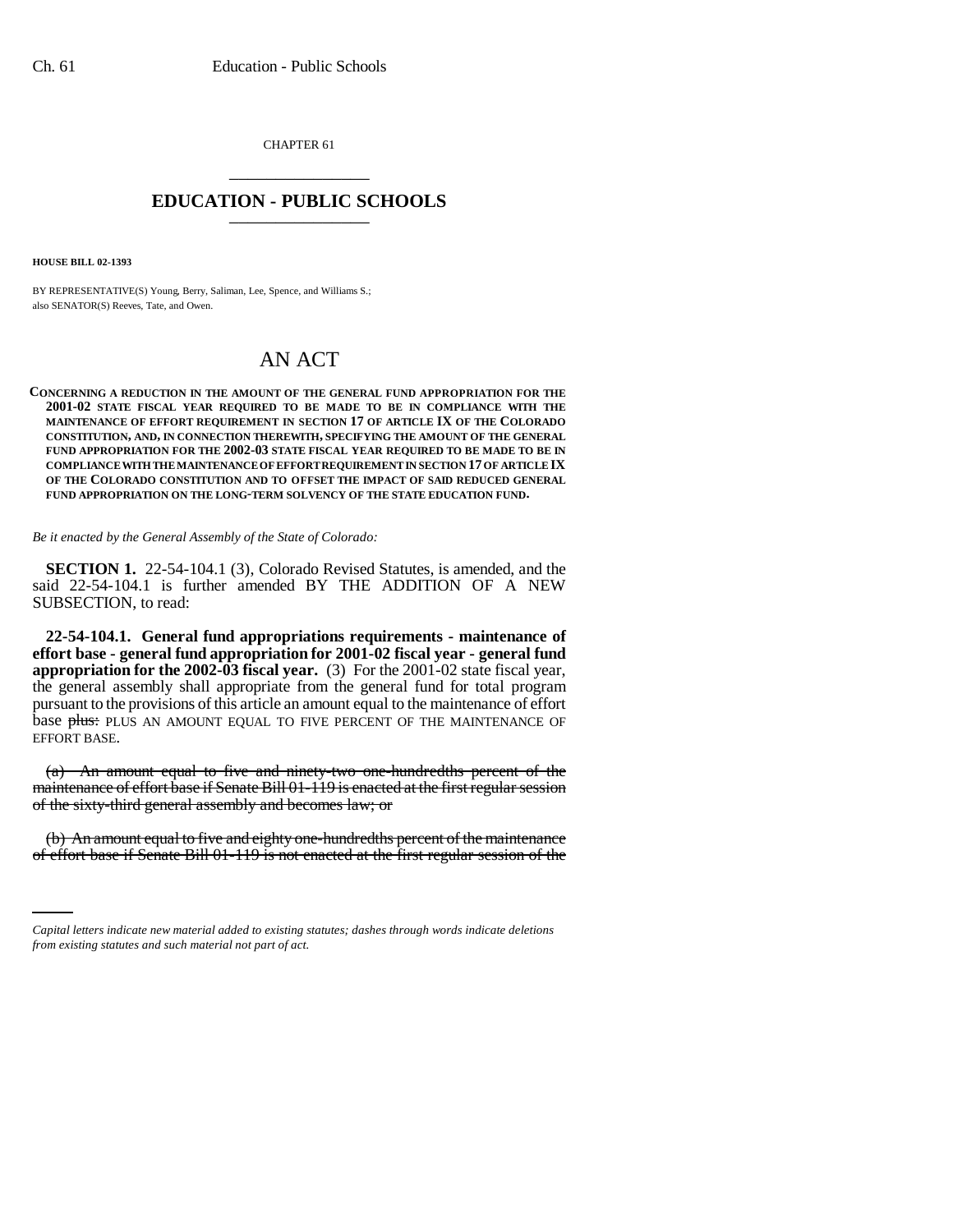CHAPTER 61

## EDUCATION - PUBLIC SCHOOLS

**HOUSE BILL 02-1393**

BY REPRESENTATIVE(S) Young, Berry, Saliman, Lee, Spence, and Williams S.;
also SENATOR(S) Reeves, Tate, and Owen.

# AN ACT

**CONCERNING A REDUCTION IN THE AMOUNT OF THE GENERAL FUND APPROPRIATION FOR THE 2001-02 STATE FISCAL YEAR REQUIRED TO BE MADE TO BE IN COMPLIANCE WITH THE MAINTENANCE OF EFFORT REQUIREMENT IN SECTION 17 OF ARTICLE IX OF THE COLORADO CONSTITUTION, AND, IN CONNECTION THEREWITH, SPECIFYING THE AMOUNT OF THE GENERAL FUND APPROPRIATION FOR THE 2002-03 STATE FISCAL YEAR REQUIRED TO BE MADE TO BE IN COMPLIANCE WITH THE MAINTENANCE OF EFFORT REQUIREMENT IN SECTION 17 OF ARTICLE IX OF THE COLORADO CONSTITUTION AND TO OFFSET THE IMPACT OF SAID REDUCED GENERAL FUND APPROPRIATION ON THE LONG-TERM SOLVENCY OF THE STATE EDUCATION FUND.**

*Be it enacted by the General Assembly of the State of Colorado:*

**SECTION 1.** 22-54-104.1 (3), Colorado Revised Statutes, is amended, and the said 22-54-104.1 is further amended BY THE ADDITION OF A NEW SUBSECTION, to read:

**22-54-104.1. General fund appropriations requirements - maintenance of effort base - general fund appropriation for 2001-02 fiscal year - general fund appropriation for the 2002-03 fiscal year.** (3) For the 2001-02 state fiscal year, the general assembly shall appropriate from the general fund for total program pursuant to the provisions of this article an amount equal to the maintenance of effort base ~~plus:~~ PLUS AN AMOUNT EQUAL TO FIVE PERCENT OF THE MAINTENANCE OF EFFORT BASE.

~~(a) An amount equal to five and ninety-two one-hundredths percent of the maintenance of effort base if Senate Bill 01-119 is enacted at the first regular session of the sixty-third general assembly and becomes law; or~~

~~(b) An amount equal to five and eighty one-hundredths percent of the maintenance of effort base if Senate Bill 01-119 is not enacted at the first regular session of the~~

*Capital letters indicate new material added to existing statutes; dashes through words indicate deletions from existing statutes and such material not part of act.*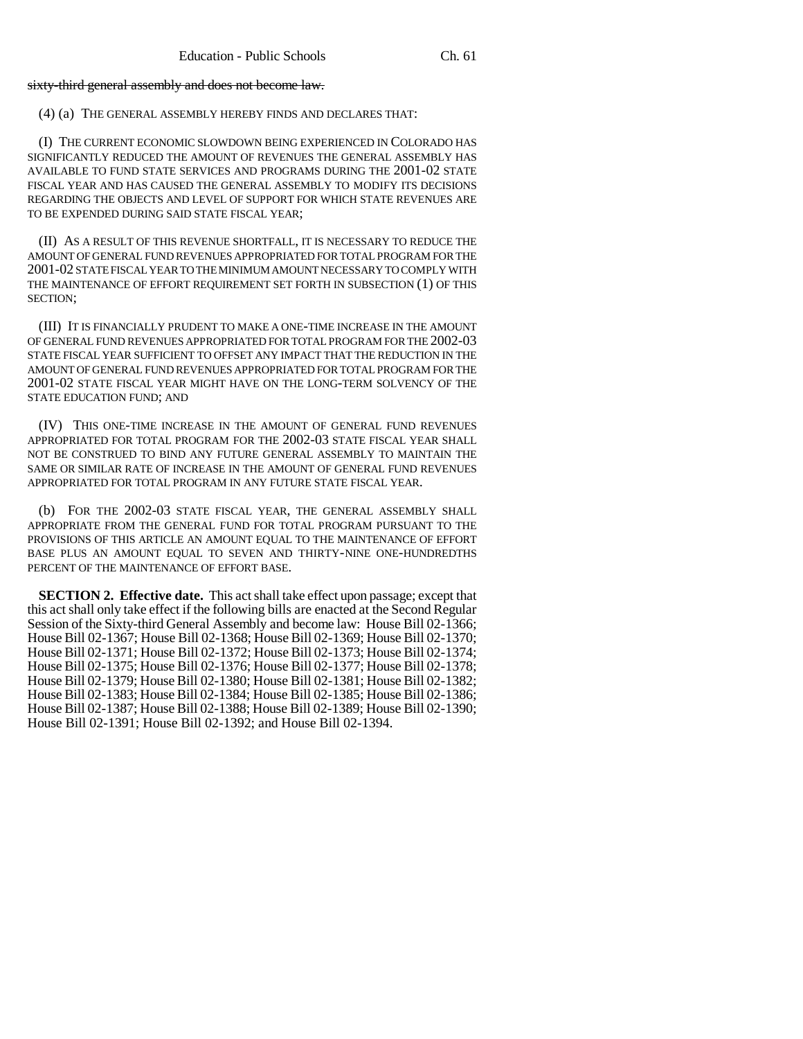~~sixty-third general assembly and does not become law.~~

(4) (a) THE GENERAL ASSEMBLY HEREBY FINDS AND DECLARES THAT:

(I) THE CURRENT ECONOMIC SLOWDOWN BEING EXPERIENCED IN COLORADO HAS SIGNIFICANTLY REDUCED THE AMOUNT OF REVENUES THE GENERAL ASSEMBLY HAS AVAILABLE TO FUND STATE SERVICES AND PROGRAMS DURING THE 2001-02 STATE FISCAL YEAR AND HAS CAUSED THE GENERAL ASSEMBLY TO MODIFY ITS DECISIONS REGARDING THE OBJECTS AND LEVEL OF SUPPORT FOR WHICH STATE REVENUES ARE TO BE EXPENDED DURING SAID STATE FISCAL YEAR;

(II) AS A RESULT OF THIS REVENUE SHORTFALL, IT IS NECESSARY TO REDUCE THE AMOUNT OF GENERAL FUND REVENUES APPROPRIATED FOR TOTAL PROGRAM FOR THE 2001-02 STATE FISCAL YEAR TO THE MINIMUM AMOUNT NECESSARY TO COMPLY WITH THE MAINTENANCE OF EFFORT REQUIREMENT SET FORTH IN SUBSECTION (1) OF THIS SECTION;

(III) IT IS FINANCIALLY PRUDENT TO MAKE A ONE-TIME INCREASE IN THE AMOUNT OF GENERAL FUND REVENUES APPROPRIATED FOR TOTAL PROGRAM FOR THE 2002-03 STATE FISCAL YEAR SUFFICIENT TO OFFSET ANY IMPACT THAT THE REDUCTION IN THE AMOUNT OF GENERAL FUND REVENUES APPROPRIATED FOR TOTAL PROGRAM FOR THE 2001-02 STATE FISCAL YEAR MIGHT HAVE ON THE LONG-TERM SOLVENCY OF THE STATE EDUCATION FUND; AND

(IV) THIS ONE-TIME INCREASE IN THE AMOUNT OF GENERAL FUND REVENUES APPROPRIATED FOR TOTAL PROGRAM FOR THE 2002-03 STATE FISCAL YEAR SHALL NOT BE CONSTRUED TO BIND ANY FUTURE GENERAL ASSEMBLY TO MAINTAIN THE SAME OR SIMILAR RATE OF INCREASE IN THE AMOUNT OF GENERAL FUND REVENUES APPROPRIATED FOR TOTAL PROGRAM IN ANY FUTURE STATE FISCAL YEAR.

(b) FOR THE 2002-03 STATE FISCAL YEAR, THE GENERAL ASSEMBLY SHALL APPROPRIATE FROM THE GENERAL FUND FOR TOTAL PROGRAM PURSUANT TO THE PROVISIONS OF THIS ARTICLE AN AMOUNT EQUAL TO THE MAINTENANCE OF EFFORT BASE PLUS AN AMOUNT EQUAL TO SEVEN AND THIRTY-NINE ONE-HUNDREDTHS PERCENT OF THE MAINTENANCE OF EFFORT BASE.

**SECTION 2. Effective date.** This act shall take effect upon passage; except that this act shall only take effect if the following bills are enacted at the Second Regular Session of the Sixty-third General Assembly and become law: House Bill 02-1366; House Bill 02-1367; House Bill 02-1368; House Bill 02-1369; House Bill 02-1370; House Bill 02-1371; House Bill 02-1372; House Bill 02-1373; House Bill 02-1374; House Bill 02-1375; House Bill 02-1376; House Bill 02-1377; House Bill 02-1378; House Bill 02-1379; House Bill 02-1380; House Bill 02-1381; House Bill 02-1382; House Bill 02-1383; House Bill 02-1384; House Bill 02-1385; House Bill 02-1386; House Bill 02-1387; House Bill 02-1388; House Bill 02-1389; House Bill 02-1390; House Bill 02-1391; House Bill 02-1392; and House Bill 02-1394.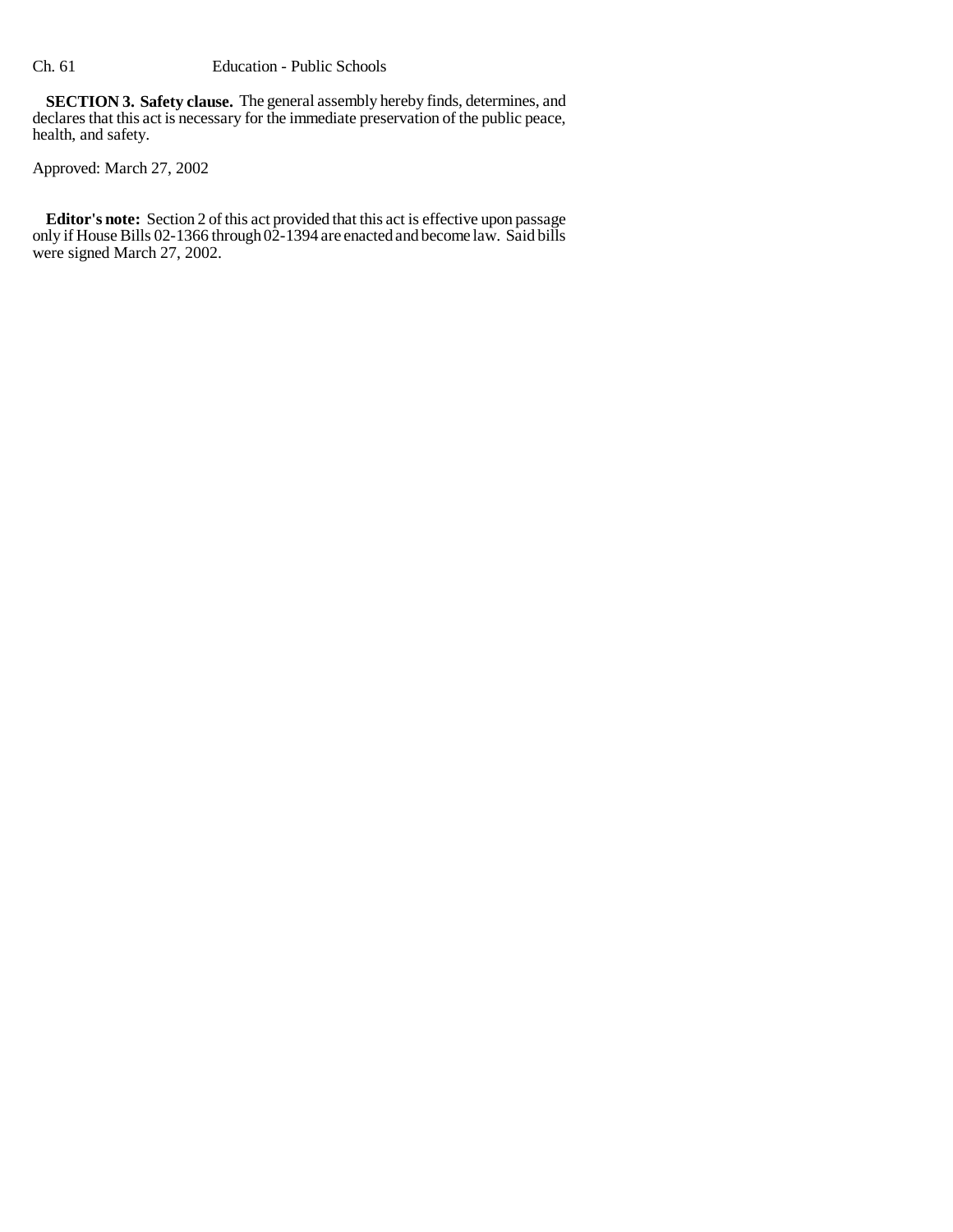**SECTION 3. Safety clause.** The general assembly hereby finds, determines, and declares that this act is necessary for the immediate preservation of the public peace, health, and safety.

Approved: March 27, 2002

**Editor's note:** Section 2 of this act provided that this act is effective upon passage only if House Bills 02-1366 through 02-1394 are enacted and become law. Said bills were signed March 27, 2002.